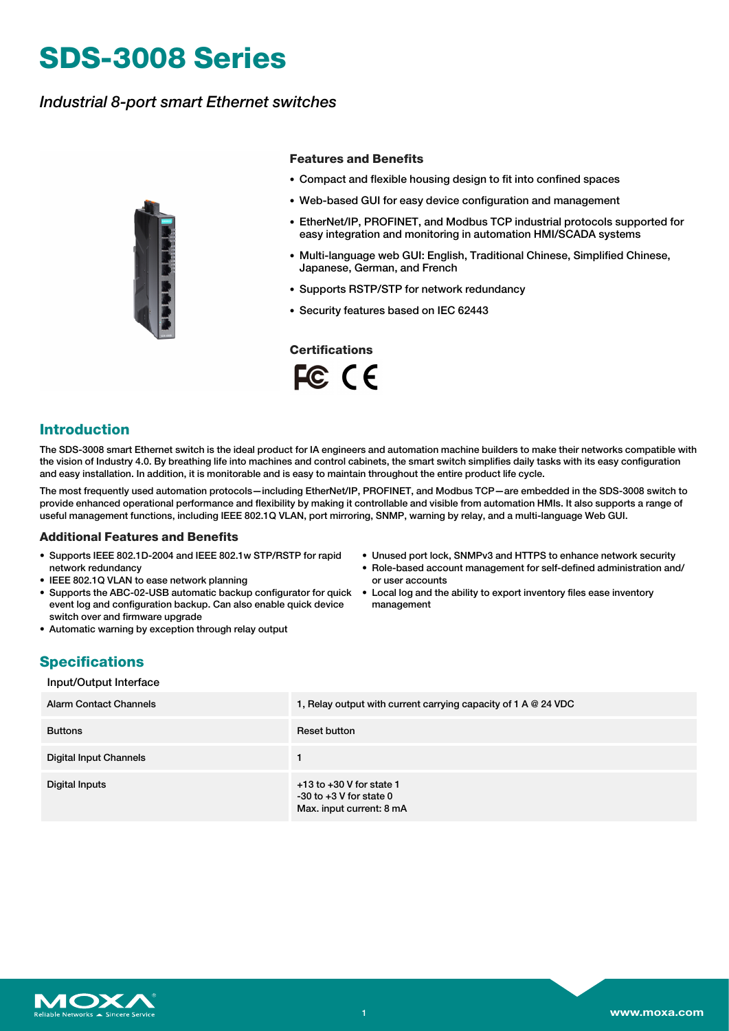# SDS-3008 Series

*Industrial 8-port smart Ethernet switches*

### Features and Benefits

- Compact and flexible housing design to fit into confined spaces
- Web-based GUI for easy device configuration and management
- EtherNet/IP, PROFINET, and Modbus TCP industrial protocols supported for easy integration and monitoring in automation HMI/SCADA systems
- Multi-language web GUI: English, Traditional Chinese, Simplified Chinese, Japanese, German, and French
- Supports RSTP/STP for network redundancy
- Security features based on IEC 62443

### Certifications

## Introduction

The SDS-3008 smart Ethernet switch is the ideal product for IA engineers and automation machine builders to make their networks compatible with the vision of Industry 4.0. By breathing life into machines and control cabinets, the smart switch simplifies daily tasks with its easy configuration and easy installation. In addition, it is monitorable and is easy to maintain throughout the entire product life cycle.

The most frequently used automation protocols—including EtherNet/IP, PROFINET, and Modbus TCP—are embedded in the SDS-3008 switch to provide enhanced operational performance and flexibility by making it controllable and visible from automation HMIs. It also supports a range of useful management functions, including IEEE 802.1Q VLAN, port mirroring, SNMP, warning by relay, and a multi-language Web GUI.

### Additional Features and Benefits

- Supports IEEE 802.1D-2004 and IEEE 802.1w STP/RSTP for rapid network redundancy
- IEEE 802.1Q VLAN to ease network planning
- Supports the ABC-02-USB automatic backup configurator for quick event log and configuration backup. Can also enable quick device switch over and firmware upgrade
- Automatic warning by exception through relay output
- Unused port lock, SNMPv3 and HTTPS to enhance network security
- Role-based account management for self-defined administration and/or user accounts
- Local log and the ability to export inventory files ease inventory management

## Specifications

Input/Output Interface

| | |
|---|---|
| Alarm Contact Channels | 1, Relay output with current carrying capacity of 1 A @ 24 VDC |
| Buttons | Reset button |
| Digital Input Channels | 1 |
| Digital Inputs | +13 to +30 V for state 1<br>-30 to +3 V for state 0<br>Max. input current: 8 mA |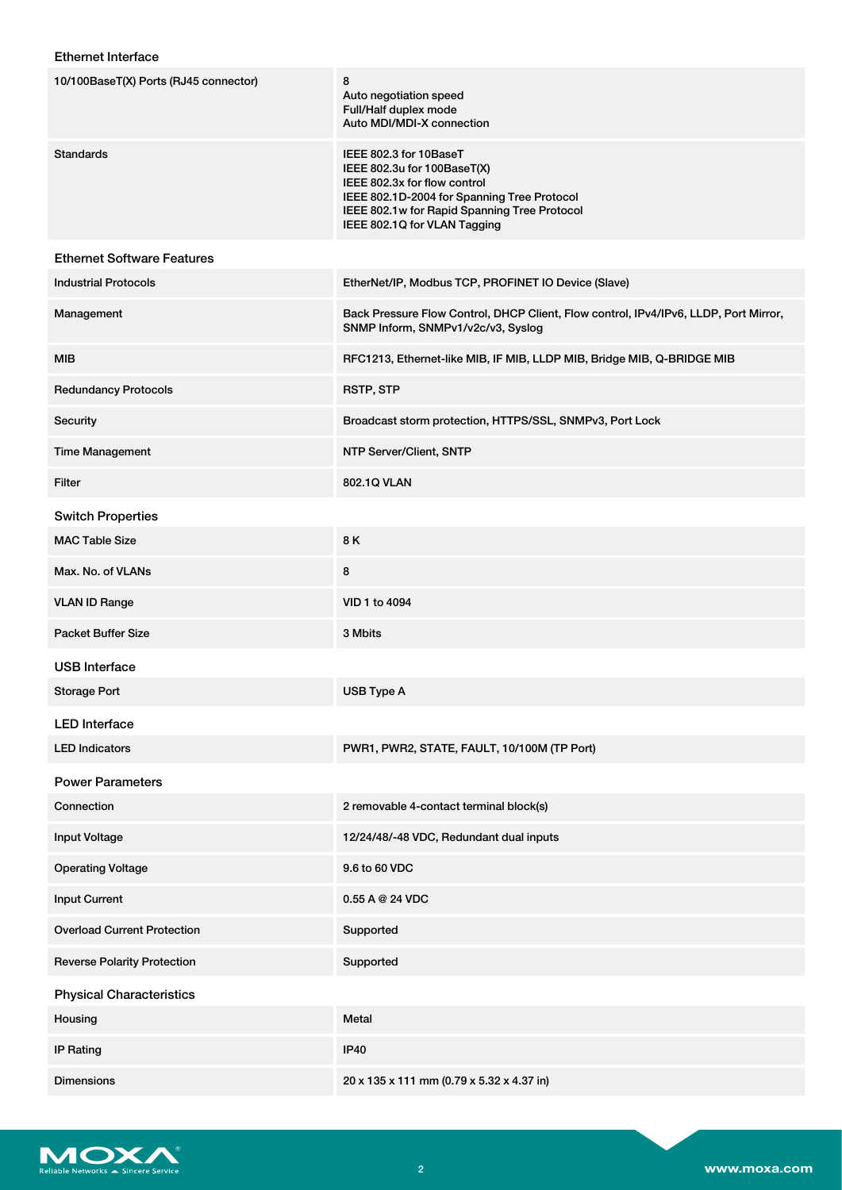### Ethernet Interface

| | |
|---|---|
| 10/100BaseT(X) Ports (RJ45 connector) | 8<br>Auto negotiation speed<br>Full/Half duplex mode<br>Auto MDI/MDI-X connection |
| Standards | IEEE 802.3 for 10BaseT<br>IEEE 802.3u for 100BaseT(X)<br>IEEE 802.3x for flow control<br>IEEE 802.1D-2004 for Spanning Tree Protocol<br>IEEE 802.1w for Rapid Spanning Tree Protocol<br>IEEE 802.1Q for VLAN Tagging |

### Ethernet Software Features

| | |
|---|---|
| Industrial Protocols | EtherNet/IP, Modbus TCP, PROFINET IO Device (Slave) |
| Management | Back Pressure Flow Control, DHCP Client, Flow control, IPv4/IPv6, LLDP, Port Mirror, SNMP Inform, SNMPv1/v2c/v3, Syslog |
| MIB | RFC1213, Ethernet-like MIB, IF MIB, LLDP MIB, Bridge MIB, Q-BRIDGE MIB |
| Redundancy Protocols | RSTP, STP |
| Security | Broadcast storm protection, HTTPS/SSL, SNMPv3, Port Lock |
| Time Management | NTP Server/Client, SNTP |
| Filter | 802.1Q VLAN |

### Switch Properties

| | |
|---|---|
| MAC Table Size | 8 K |
| Max. No. of VLANs | 8 |
| VLAN ID Range | VID 1 to 4094 |
| Packet Buffer Size | 3 Mbits |

### USB Interface

| | |
|---|---|
| Storage Port | USB Type A |

### LED Interface

| | |
|---|---|
| LED Indicators | PWR1, PWR2, STATE, FAULT, 10/100M (TP Port) |

### Power Parameters

| | |
|---|---|
| Connection | 2 removable 4-contact terminal block(s) |
| Input Voltage | 12/24/48/-48 VDC, Redundant dual inputs |
| Operating Voltage | 9.6 to 60 VDC |
| Input Current | 0.55 A @ 24 VDC |
| Overload Current Protection | Supported |
| Reverse Polarity Protection | Supported |

### Physical Characteristics

| | |
|---|---|
| Housing | Metal |
| IP Rating | IP40 |
| Dimensions | 20 x 135 x 111 mm (0.79 x 5.32 x 4.37 in) |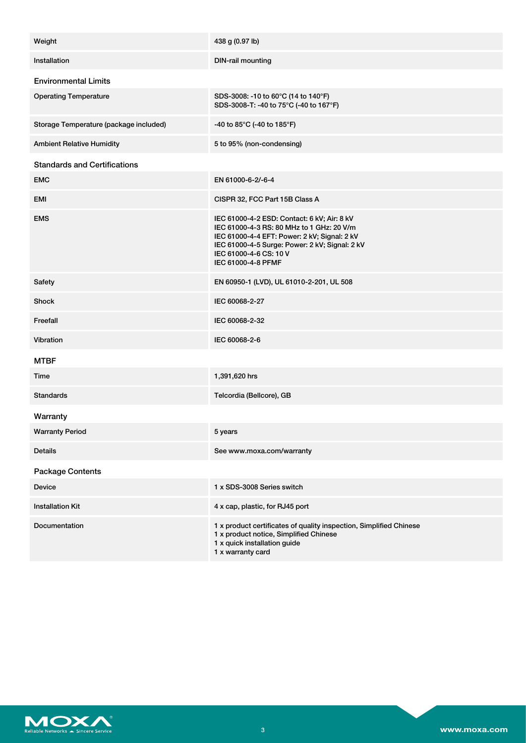| | |
|---|---|
| Weight | 438 g (0.97 lb) |
| Installation | DIN-rail mounting |

### Environmental Limits

| | |
|---|---|
| Operating Temperature | SDS-3008: -10 to 60°C (14 to 140°F)<br>SDS-3008-T: -40 to 75°C (-40 to 167°F) |
| Storage Temperature (package included) | -40 to 85°C (-40 to 185°F) |
| Ambient Relative Humidity | 5 to 95% (non-condensing) |

### Standards and Certifications

| | |
|---|---|
| EMC | EN 61000-6-2/-6-4 |
| EMI | CISPR 32, FCC Part 15B Class A |
| EMS | IEC 61000-4-2 ESD: Contact: 6 kV; Air: 8 kV<br>IEC 61000-4-3 RS: 80 MHz to 1 GHz: 20 V/m<br>IEC 61000-4-4 EFT: Power: 2 kV; Signal: 2 kV<br>IEC 61000-4-5 Surge: Power: 2 kV; Signal: 2 kV<br>IEC 61000-4-6 CS: 10 V<br>IEC 61000-4-8 PFMF |
| Safety | EN 60950-1 (LVD), UL 61010-2-201, UL 508 |
| Shock | IEC 60068-2-27 |
| Freefall | IEC 60068-2-32 |
| Vibration | IEC 60068-2-6 |

### MTBF

| | |
|---|---|
| Time | 1,391,620 hrs |
| Standards | Telcordia (Bellcore), GB |

### Warranty

| | |
|---|---|
| Warranty Period | 5 years |
| Details | See www.moxa.com/warranty |

### Package Contents

| | |
|---|---|
| Device | 1 x SDS-3008 Series switch |
| Installation Kit | 4 x cap, plastic, for RJ45 port |
| Documentation | 1 x product certificates of quality inspection, Simplified Chinese<br>1 x product notice, Simplified Chinese<br>1 x quick installation guide<br>1 x warranty card |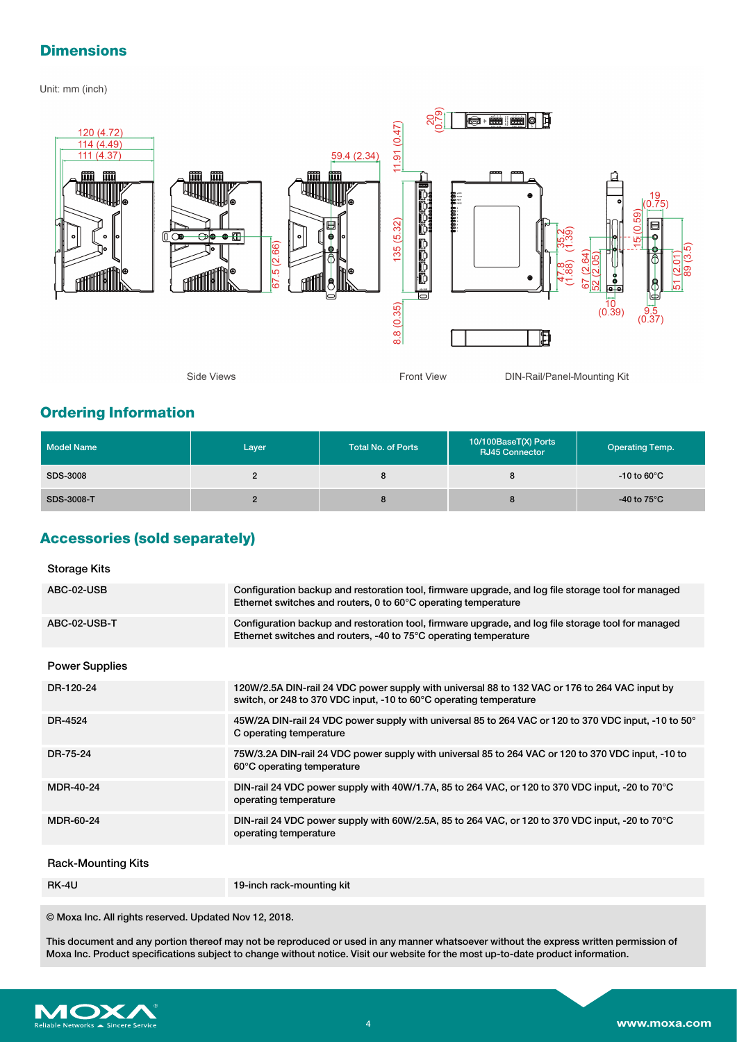## Dimensions

Unit: mm (inch)

120 (4.72)
114 (4.49)
111 (4.37)
59.4 (2.34)
67.5 (2.66)
11.91 (0.47)
135 (5.32)
8.8 (0.35)
20 (0.79)
35.2 (1.39)
47.8 (1.88)
67 (2.64)
52 (2.05)
10 (0.39)
19 (0.75)
15 (0.59)
51 (2.01)
89 (3.5)
9.5 (0.37)

Side Views

Front View

DIN-Rail/Panel-Mounting Kit

## Ordering Information

| Model Name | Layer | Total No. of Ports | 10/100BaseT(X) Ports RJ45 Connector | Operating Temp. |
|---|---|---|---|---|
| SDS-3008 | 2 | 8 | 8 | -10 to 60°C |
| SDS-3008-T | 2 | 8 | 8 | -40 to 75°C |

## Accessories (sold separately)

### Storage Kits

| | |
|---|---|
| ABC-02-USB | Configuration backup and restoration tool, firmware upgrade, and log file storage tool for managed Ethernet switches and routers, 0 to 60°C operating temperature |
| ABC-02-USB-T | Configuration backup and restoration tool, firmware upgrade, and log file storage tool for managed Ethernet switches and routers, -40 to 75°C operating temperature |

### Power Supplies

| | |
|---|---|
| DR-120-24 | 120W/2.5A DIN-rail 24 VDC power supply with universal 88 to 132 VAC or 176 to 264 VAC input by switch, or 248 to 370 VDC input, -10 to 60°C operating temperature |
| DR-4524 | 45W/2A DIN-rail 24 VDC power supply with universal 85 to 264 VAC or 120 to 370 VDC input, -10 to 50°C operating temperature |
| DR-75-24 | 75W/3.2A DIN-rail 24 VDC power supply with universal 85 to 264 VAC or 120 to 370 VDC input, -10 to 60°C operating temperature |
| MDR-40-24 | DIN-rail 24 VDC power supply with 40W/1.7A, 85 to 264 VAC, or 120 to 370 VDC input, -20 to 70°C operating temperature |
| MDR-60-24 | DIN-rail 24 VDC power supply with 60W/2.5A, 85 to 264 VAC, or 120 to 370 VDC input, -20 to 70°C operating temperature |

### Rack-Mounting Kits

| | |
|---|---|
| RK-4U | 19-inch rack-mounting kit |

© Moxa Inc. All rights reserved. Updated Nov 12, 2018.

This document and any portion thereof may not be reproduced or used in any manner whatsoever without the express written permission of Moxa Inc. Product specifications subject to change without notice. Visit our website for the most up-to-date product information.